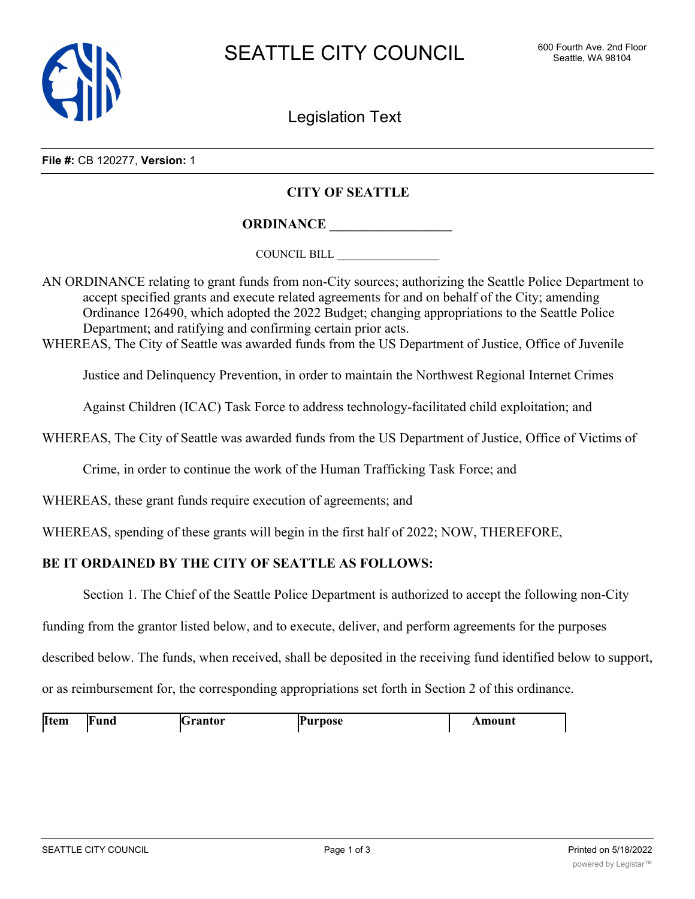# SEATTLE CITY COUNCIL

600 Fourth Ave. 2nd Floor
Seattle, WA 98104

## Legislation Text

**File #:** CB 120277, **Version:** 1

**CITY OF SEATTLE**

**ORDINANCE __________________**

COUNCIL BILL __________________

AN ORDINANCE relating to grant funds from non-City sources; authorizing the Seattle Police Department to accept specified grants and execute related agreements for and on behalf of the City; amending Ordinance 126490, which adopted the 2022 Budget; changing appropriations to the Seattle Police Department; and ratifying and confirming certain prior acts.

WHEREAS, The City of Seattle was awarded funds from the US Department of Justice, Office of Juvenile Justice and Delinquency Prevention, in order to maintain the Northwest Regional Internet Crimes Against Children (ICAC) Task Force to address technology-facilitated child exploitation; and

WHEREAS, The City of Seattle was awarded funds from the US Department of Justice, Office of Victims of Crime, in order to continue the work of the Human Trafficking Task Force; and

WHEREAS, these grant funds require execution of agreements; and

WHEREAS, spending of these grants will begin in the first half of 2022; NOW, THEREFORE,

**BE IT ORDAINED BY THE CITY OF SEATTLE AS FOLLOWS:**

Section 1. The Chief of the Seattle Police Department is authorized to accept the following non-City funding from the grantor listed below, and to execute, deliver, and perform agreements for the purposes described below. The funds, when received, shall be deposited in the receiving fund identified below to support, or as reimbursement for, the corresponding appropriations set forth in Section 2 of this ordinance.

| Item | Fund | Grantor | Purpose | Amount |
| --- | --- | --- | --- | --- |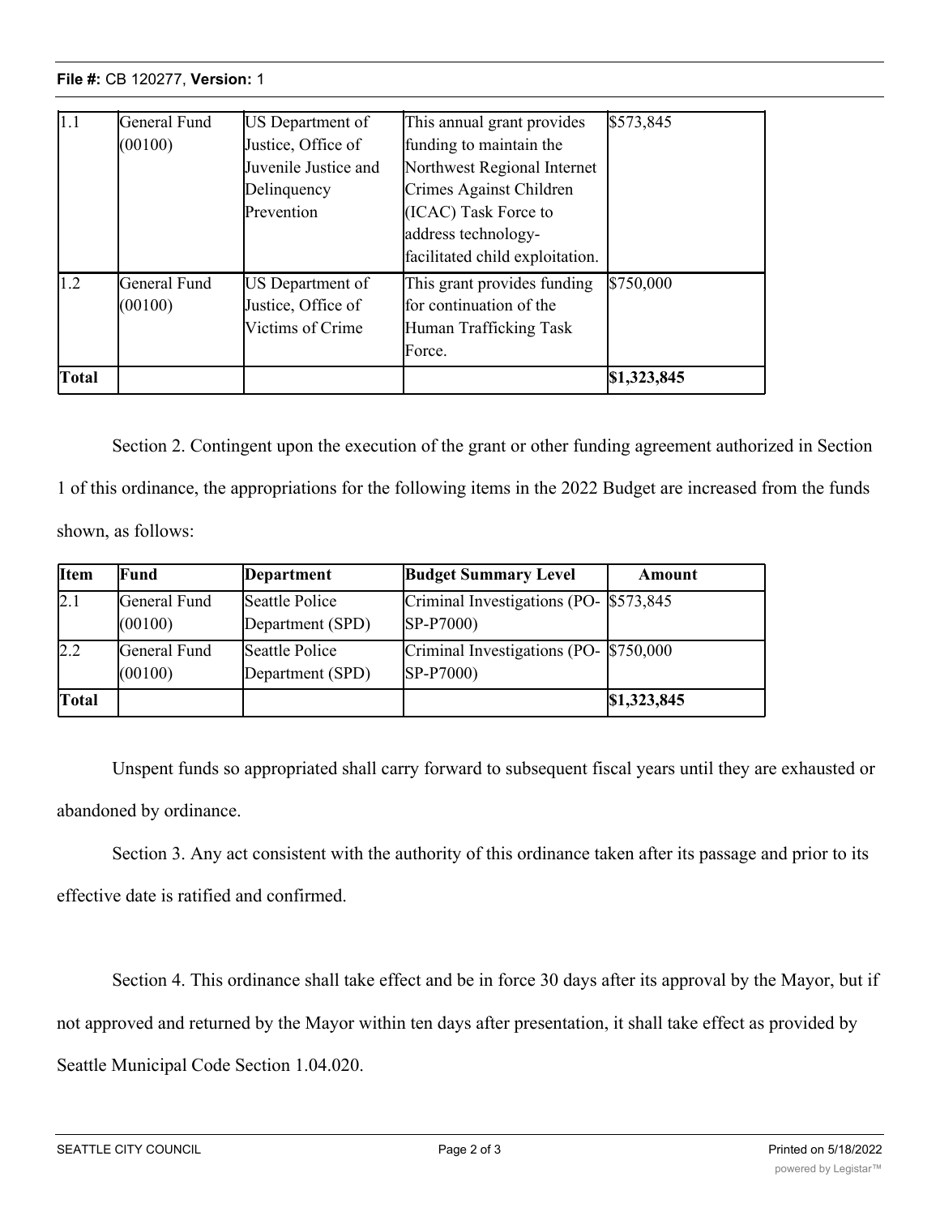| 1.1 | General Fund (00100) | US Department of Justice, Office of Juvenile Justice and Delinquency Prevention | This annual grant provides funding to maintain the Northwest Regional Internet Crimes Against Children (ICAC) Task Force to address technology-facilitated child exploitation. | $573,845 |
|---|---|---|---|---|
| 1.2 | General Fund (00100) | US Department of Justice, Office of Victims of Crime | This grant provides funding for continuation of the Human Trafficking Task Force. | $750,000 |
| **Total** | | | | **$1,323,845** |

Section 2. Contingent upon the execution of the grant or other funding agreement authorized in Section 1 of this ordinance, the appropriations for the following items in the 2022 Budget are increased from the funds shown, as follows:

| Item | Fund | Department | Budget Summary Level | Amount |
|---|---|---|---|---|
| 2.1 | General Fund (00100) | Seattle Police Department (SPD) | Criminal Investigations (PO-SP-P7000) | $573,845 |
| 2.2 | General Fund (00100) | Seattle Police Department (SPD) | Criminal Investigations (PO-SP-P7000) | $750,000 |
| **Total** | | | | **$1,323,845** |

Unspent funds so appropriated shall carry forward to subsequent fiscal years until they are exhausted or abandoned by ordinance.

Section 3. Any act consistent with the authority of this ordinance taken after its passage and prior to its effective date is ratified and confirmed.

Section 4. This ordinance shall take effect and be in force 30 days after its approval by the Mayor, but if not approved and returned by the Mayor within ten days after presentation, it shall take effect as provided by Seattle Municipal Code Section 1.04.020.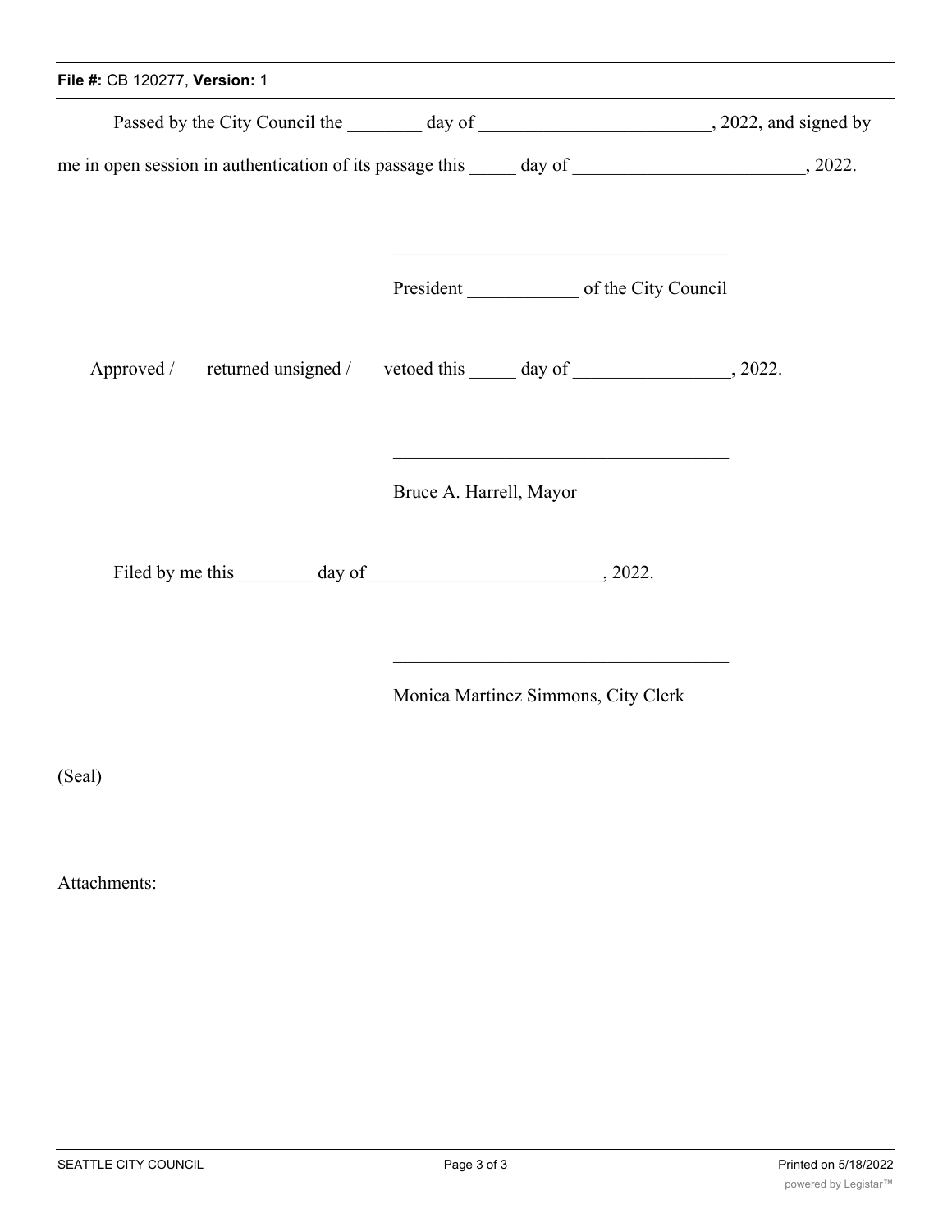File #: CB 120277, Version: 1

Passed by the City Council the ________ day of _________________________, 2022, and signed by me in open session in authentication of its passage this _____ day of ________________________, 2022.

____________________________________

President ____________ of the City Council

Approved / returned unsigned / vetoed this _____ day of _________________, 2022.

____________________________________

Bruce A. Harrell, Mayor

Filed by me this ________ day of ________________________, 2022.

____________________________________

Monica Martinez Simmons, City Clerk

(Seal)

Attachments: